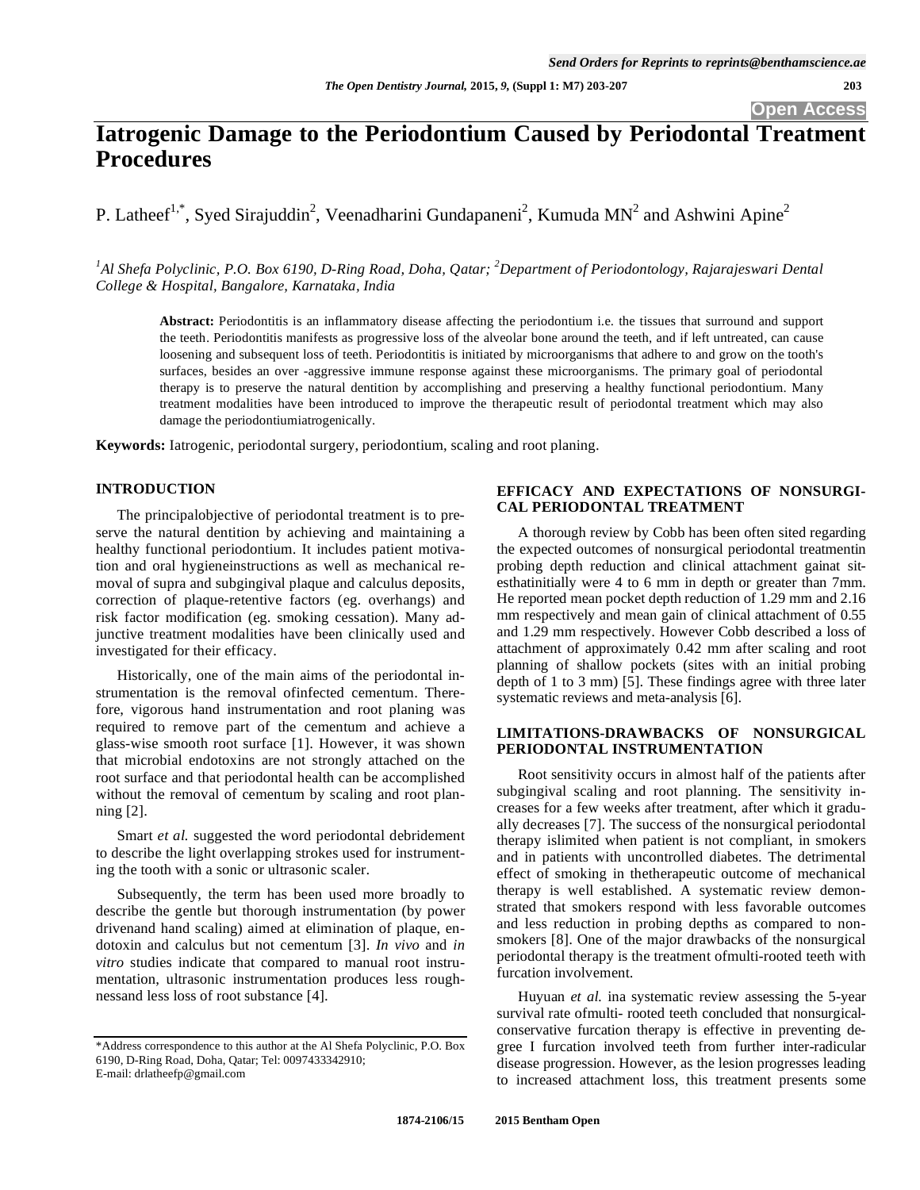# Iatrogenic Damage to the Periodontium Caused by Periodontal Treatment Procedures

P. Latheef[1,*], Syed Sirajuddin[2], Veenadharini Gundapaneni[2], Kumuda MN[2] and Ashwini Apine[2]

*[1]Al Shefa Polyclinic, P.O. Box 6190, D-Ring Road, Doha, Qatar; [2]Department of Periodontology, Rajarajeswari Dental College & Hospital, Bangalore, Karnataka, India*

**Abstract:** Periodontitis is an inflammatory disease affecting the periodontium i.e. the tissues that surround and support the teeth. Periodontitis manifests as progressive loss of the alveolar bone around the teeth, and if left untreated, can cause loosening and subsequent loss of teeth. Periodontitis is initiated by microorganisms that adhere to and grow on the tooth's surfaces, besides an over -aggressive immune response against these microorganisms. The primary goal of periodontal therapy is to preserve the natural dentition by accomplishing and preserving a healthy functional periodontium. Many treatment modalities have been introduced to improve the therapeutic result of periodontal treatment which may also damage the periodontiumiatrogenically.

**Keywords:** Iatrogenic, periodontal surgery, periodontium, scaling and root planing.

## INTRODUCTION

The principalobjective of periodontal treatment is to preserve the natural dentition by achieving and maintaining a healthy functional periodontium. It includes patient motivation and oral hygieneinstructions as well as mechanical removal of supra and subgingival plaque and calculus deposits, correction of plaque-retentive factors (eg. overhangs) and risk factor modification (eg. smoking cessation). Many adjunctive treatment modalities have been clinically used and investigated for their efficacy.

Historically, one of the main aims of the periodontal instrumentation is the removal ofinfected cementum. Therefore, vigorous hand instrumentation and root planing was required to remove part of the cementum and achieve a glass-wise smooth root surface [1]. However, it was shown that microbial endotoxins are not strongly attached on the root surface and that periodontal health can be accomplished without the removal of cementum by scaling and root planning [2].

Smart *et al.* suggested the word periodontal debridement to describe the light overlapping strokes used for instrumenting the tooth with a sonic or ultrasonic scaler.

Subsequently, the term has been used more broadly to describe the gentle but thorough instrumentation (by power drivenand hand scaling) aimed at elimination of plaque, endotoxin and calculus but not cementum [3]. *In vivo* and *in vitro* studies indicate that compared to manual root instrumentation, ultrasonic instrumentation produces less roughnessand less loss of root substance [4].

## EFFICACY AND EXPECTATIONS OF NONSURGICAL PERIODONTAL TREATMENT

A thorough review by Cobb has been often sited regarding the expected outcomes of nonsurgical periodontal treatmentin probing depth reduction and clinical attachment gainat sitesthatinitially were 4 to 6 mm in depth or greater than 7mm. He reported mean pocket depth reduction of 1.29 mm and 2.16 mm respectively and mean gain of clinical attachment of 0.55 and 1.29 mm respectively. However Cobb described a loss of attachment of approximately 0.42 mm after scaling and root planning of shallow pockets (sites with an initial probing depth of 1 to 3 mm) [5]. These findings agree with three later systematic reviews and meta-analysis [6].

## LIMITATIONS-DRAWBACKS OF NONSURGICAL PERIODONTAL INSTRUMENTATION

Root sensitivity occurs in almost half of the patients after subgingival scaling and root planning. The sensitivity increases for a few weeks after treatment, after which it gradually decreases [7]. The success of the nonsurgical periodontal therapy islimited when patient is not compliant, in smokers and in patients with uncontrolled diabetes. The detrimental effect of smoking in thetherapeutic outcome of mechanical therapy is well established. A systematic review demonstrated that smokers respond with less favorable outcomes and less reduction in probing depths as compared to nonsmokers [8]. One of the major drawbacks of the nonsurgical periodontal therapy is the treatment ofmulti-rooted teeth with furcation involvement.

Huyuan *et al.* ina systematic review assessing the 5-year survival rate ofmulti- rooted teeth concluded that nonsurgical-conservative furcation therapy is effective in preventing degree I furcation involved teeth from further inter-radicular disease progression. However, as the lesion progresses leading to increased attachment loss, this treatment presents some

*Address correspondence to this author at the Al Shefa Polyclinic, P.O. Box 6190, D-Ring Road, Doha, Qatar; Tel: 0097433342910;
E-mail: drlatheefp@gmail.com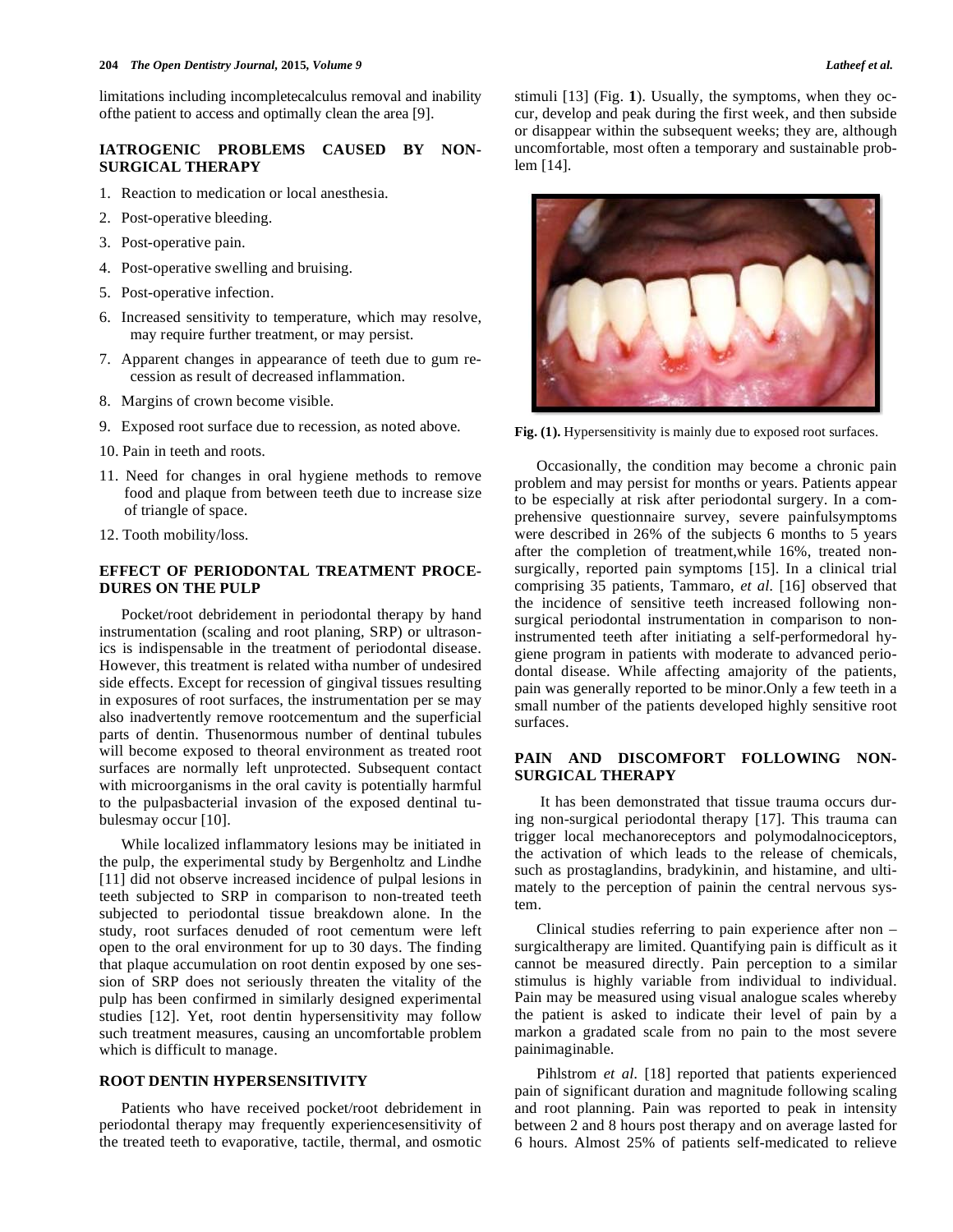limitations including incompletecalculus removal and inability ofthe patient to access and optimally clean the area [9].

## IATROGENIC PROBLEMS CAUSED BY NON-SURGICAL THERAPY

1. Reaction to medication or local anesthesia.
2. Post-operative bleeding.
3. Post-operative pain.
4. Post-operative swelling and bruising.
5. Post-operative infection.
6. Increased sensitivity to temperature, which may resolve, may require further treatment, or may persist.
7. Apparent changes in appearance of teeth due to gum recession as result of decreased inflammation.
8. Margins of crown become visible.
9. Exposed root surface due to recession, as noted above.
10. Pain in teeth and roots.
11. Need for changes in oral hygiene methods to remove food and plaque from between teeth due to increase size of triangle of space.
12. Tooth mobility/loss.

## EFFECT OF PERIODONTAL TREATMENT PROCEDURES ON THE PULP

Pocket/root debridement in periodontal therapy by hand instrumentation (scaling and root planing, SRP) or ultrasonics is indispensable in the treatment of periodontal disease. However, this treatment is related witha number of undesired side effects. Except for recession of gingival tissues resulting in exposures of root surfaces, the instrumentation per se may also inadvertently remove rootcementum and the superficial parts of dentin. Thusenormous number of dentinal tubules will become exposed to theoral environment as treated root surfaces are normally left unprotected. Subsequent contact with microorganisms in the oral cavity is potentially harmful to the pulpasbacterial invasion of the exposed dentinal tubulesmay occur [10].

While localized inflammatory lesions may be initiated in the pulp, the experimental study by Bergenholtz and Lindhe [11] did not observe increased incidence of pulpal lesions in teeth subjected to SRP in comparison to non-treated teeth subjected to periodontal tissue breakdown alone. In the study, root surfaces denuded of root cementum were left open to the oral environment for up to 30 days. The finding that plaque accumulation on root dentin exposed by one session of SRP does not seriously threaten the vitality of the pulp has been confirmed in similarly designed experimental studies [12]. Yet, root dentin hypersensitivity may follow such treatment measures, causing an uncomfortable problem which is difficult to manage.

## ROOT DENTIN HYPERSENSITIVITY

Patients who have received pocket/root debridement in periodontal therapy may frequently experiencesensitivity of the treated teeth to evaporative, tactile, thermal, and osmotic stimuli [13] (Fig. **1**). Usually, the symptoms, when they occur, develop and peak during the first week, and then subside or disappear within the subsequent weeks; they are, although uncomfortable, most often a temporary and sustainable problem [14].

**Fig. (1).** Hypersensitivity is mainly due to exposed root surfaces.

Occasionally, the condition may become a chronic pain problem and may persist for months or years. Patients appear to be especially at risk after periodontal surgery. In a comprehensive questionnaire survey, severe painfulsymptoms were described in 26% of the subjects 6 months to 5 years after the completion of treatment,while 16%, treated non-surgically, reported pain symptoms [15]. In a clinical trial comprising 35 patients, Tammaro, *et al.* [16] observed that the incidence of sensitive teeth increased following non-surgical periodontal instrumentation in comparison to non-instrumented teeth after initiating a self-performedoral hygiene program in patients with moderate to advanced periodontal disease. While affecting amajority of the patients, pain was generally reported to be minor.Only a few teeth in a small number of the patients developed highly sensitive root surfaces.

## PAIN AND DISCOMFORT FOLLOWING NON-SURGICAL THERAPY

It has been demonstrated that tissue trauma occurs during non-surgical periodontal therapy [17]. This trauma can trigger local mechanoreceptors and polymodalnociceptors, the activation of which leads to the release of chemicals, such as prostaglandins, bradykinin, and histamine, and ultimately to the perception of painin the central nervous system.

Clinical studies referring to pain experience after non – surgicaltherapy are limited. Quantifying pain is difficult as it cannot be measured directly. Pain perception to a similar stimulus is highly variable from individual to individual. Pain may be measured using visual analogue scales whereby the patient is asked to indicate their level of pain by a markon a gradated scale from no pain to the most severe painimaginable.

Pihlstrom *et al.* [18] reported that patients experienced pain of significant duration and magnitude following scaling and root planning. Pain was reported to peak in intensity between 2 and 8 hours post therapy and on average lasted for 6 hours. Almost 25% of patients self-medicated to relieve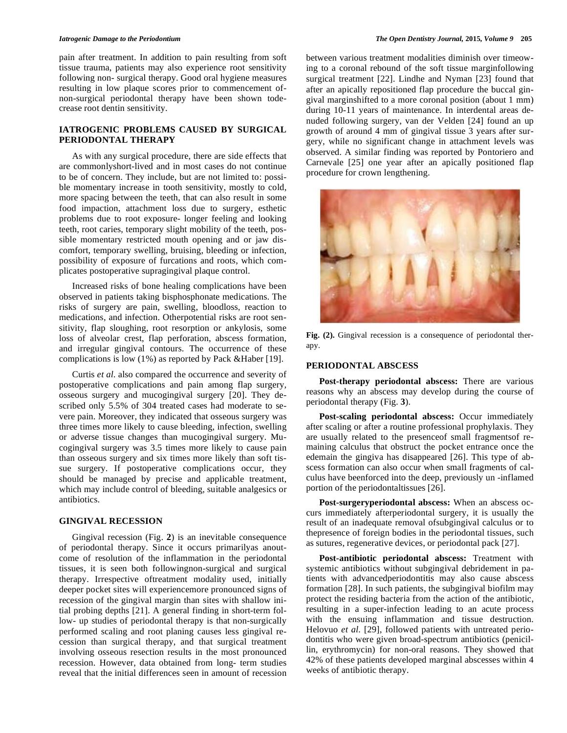pain after treatment. In addition to pain resulting from soft tissue trauma, patients may also experience root sensitivity following non- surgical therapy. Good oral hygiene measures resulting in low plaque scores prior to commencement ofnon-surgical periodontal therapy have been shown todecrease root dentin sensitivity.

## IATROGENIC PROBLEMS CAUSED BY SURGICAL PERIODONTAL THERAPY

As with any surgical procedure, there are side effects that are commonlyshort-lived and in most cases do not continue to be of concern. They include, but are not limited to: possible momentary increase in tooth sensitivity, mostly to cold, more spacing between the teeth, that can also result in some food impaction, attachment loss due to surgery, esthetic problems due to root exposure- longer feeling and looking teeth, root caries, temporary slight mobility of the teeth, possible momentary restricted mouth opening and or jaw discomfort, temporary swelling, bruising, bleeding or infection, possibility of exposure of furcations and roots, which complicates postoperative supragingival plaque control.

Increased risks of bone healing complications have been observed in patients taking bisphosphonate medications. The risks of surgery are pain, swelling, bloodloss, reaction to medications, and infection. Otherpotential risks are root sensitivity, flap sloughing, root resorption or ankylosis, some loss of alveolar crest, flap perforation, abscess formation, and irregular gingival contours. The occurrence of these complications is low (1%) as reported by Pack &Haber [19].

Curtis *et al.* also compared the occurrence and severity of postoperative complications and pain among flap surgery, osseous surgery and mucogingival surgery [20]. They described only 5.5% of 304 treated cases had moderate to severe pain. Moreover, they indicated that osseous surgery was three times more likely to cause bleeding, infection, swelling or adverse tissue changes than mucogingival surgery. Mucogingival surgery was 3.5 times more likely to cause pain than osseous surgery and six times more likely than soft tissue surgery. If postoperative complications occur, they should be managed by precise and applicable treatment, which may include control of bleeding, suitable analgesics or antibiotics.

## GINGIVAL RECESSION

Gingival recession (Fig. **2**) is an inevitable consequence of periodontal therapy. Since it occurs primarilyas anoutcome of resolution of the inflammation in the periodontal tissues, it is seen both followingnon-surgical and surgical therapy. Irrespective oftreatment modality used, initially deeper pocket sites will experiencemore pronounced signs of recession of the gingival margin than sites with shallow initial probing depths [21]. A general finding in short-term follow- up studies of periodontal therapy is that non-surgically performed scaling and root planing causes less gingival recession than surgical therapy, and that surgical treatment involving osseous resection results in the most pronounced recession. However, data obtained from long- term studies reveal that the initial differences seen in amount of recession between various treatment modalities diminish over timeowing to a coronal rebound of the soft tissue marginfollowing surgical treatment [22]. Lindhe and Nyman [23] found that after an apically repositioned flap procedure the buccal gingival marginshifted to a more coronal position (about 1 mm) during 10-11 years of maintenance. In interdental areas denuded following surgery, van der Velden [24] found an up growth of around 4 mm of gingival tissue 3 years after surgery, while no significant change in attachment levels was observed. A similar finding was reported by Pontoriero and Carnevale [25] one year after an apically positioned flap procedure for crown lengthening.

**Fig. (2).** Gingival recession is a consequence of periodontal therapy.

## PERIODONTAL ABSCESS

**Post-therapy periodontal abscess:** There are various reasons why an abscess may develop during the course of periodontal therapy (Fig. **3**).

**Post-scaling periodontal abscess:** Occur immediately after scaling or after a routine professional prophylaxis. They are usually related to the presenceof small fragmentsof remaining calculus that obstruct the pocket entrance once the edemain the gingiva has disappeared [26]. This type of abscess formation can also occur when small fragments of calculus have beenforced into the deep, previously un -inflamed portion of the periodontaltissues [26].

**Post-surgeryperiodontal abscess:** When an abscess occurs immediately afterperiodontal surgery, it is usually the result of an inadequate removal ofsubgingival calculus or to thepresence of foreign bodies in the periodontal tissues, such as sutures, regenerative devices, or periodontal pack [27].

**Post-antibiotic periodontal abscess:** Treatment with systemic antibiotics without subgingival debridement in patients with advancedperiodontitis may also cause abscess formation [28]. In such patients, the subgingival biofilm may protect the residing bacteria from the action of the antibiotic, resulting in a super-infection leading to an acute process with the ensuing inflammation and tissue destruction. Helovuo *et al.* [29], followed patients with untreated periodontitis who were given broad-spectrum antibiotics (penicillin, erythromycin) for non-oral reasons. They showed that 42% of these patients developed marginal abscesses within 4 weeks of antibiotic therapy.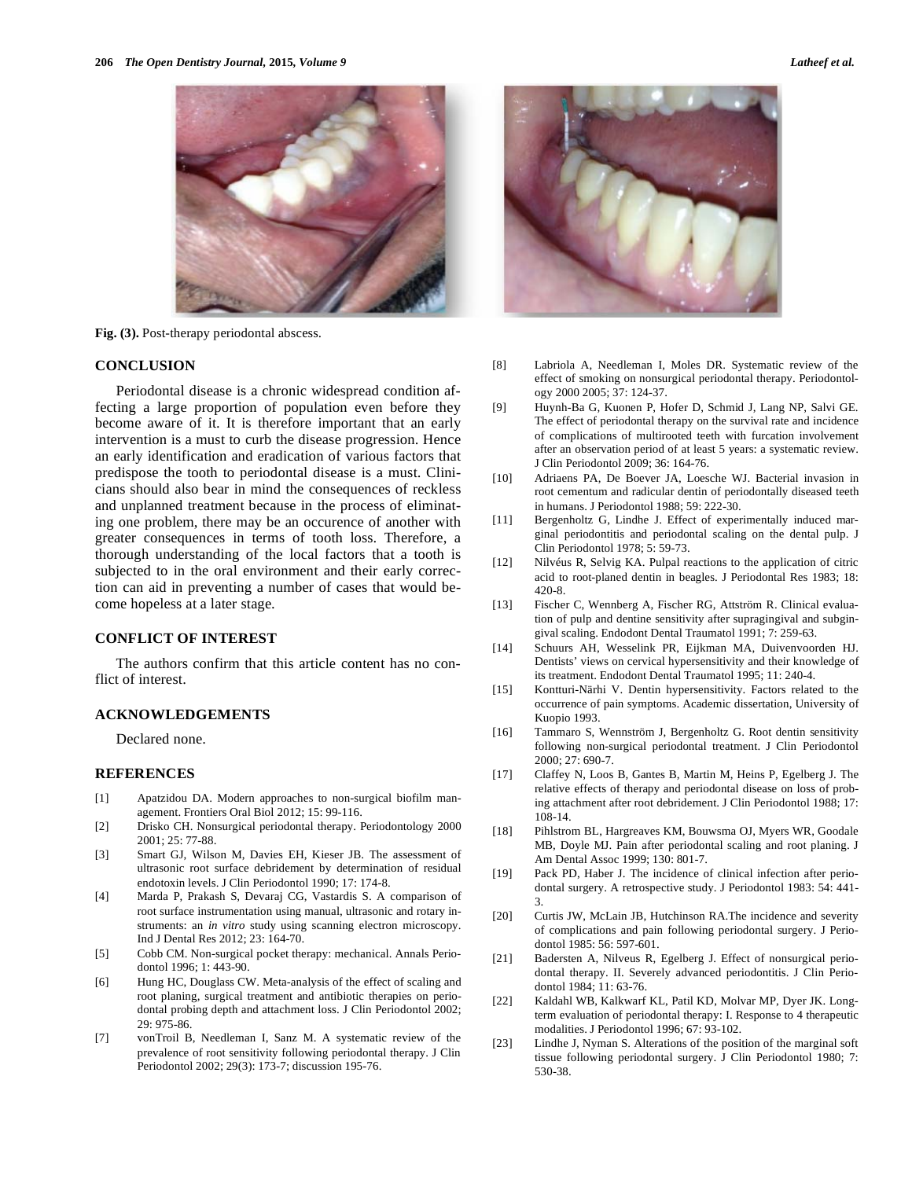Fig. (3). Post-therapy periodontal abscess.

## CONCLUSION

Periodontal disease is a chronic widespread condition affecting a large proportion of population even before they become aware of it. It is therefore important that an early intervention is a must to curb the disease progression. Hence an early identification and eradication of various factors that predispose the tooth to periodontal disease is a must. Clinicians should also bear in mind the consequences of reckless and unplanned treatment because in the process of eliminating one problem, there may be an occurence of another with greater consequences in terms of tooth loss. Therefore, a thorough understanding of the local factors that a tooth is subjected to in the oral environment and their early correction can aid in preventing a number of cases that would become hopeless at a later stage.

## CONFLICT OF INTEREST

The authors confirm that this article content has no conflict of interest.

## ACKNOWLEDGEMENTS

Declared none.

## REFERENCES

[1] Apatzidou DA. Modern approaches to non-surgical biofilm management. Frontiers Oral Biol 2012; 15: 99-116.

[2] Drisko CH. Nonsurgical periodontal therapy. Periodontology 2000 2001; 25: 77-88.

[3] Smart GJ, Wilson M, Davies EH, Kieser JB. The assessment of ultrasonic root surface debridement by determination of residual endotoxin levels. J Clin Periodontol 1990; 17: 174-8.

[4] Marda P, Prakash S, Devaraj CG, Vastardis S. A comparison of root surface instrumentation using manual, ultrasonic and rotary instruments: an *in vitro* study using scanning electron microscopy. Ind J Dental Res 2012; 23: 164-70.

[5] Cobb CM. Non-surgical pocket therapy: mechanical. Annals Periodontol 1996; 1: 443-90.

[6] Hung HC, Douglass CW. Meta-analysis of the effect of scaling and root planing, surgical treatment and antibiotic therapies on periodontal probing depth and attachment loss. J Clin Periodontol 2002; 29: 975-86.

[7] vonTroil B, Needleman I, Sanz M. A systematic review of the prevalence of root sensitivity following periodontal therapy. J Clin Periodontol 2002; 29(3): 173-7; discussion 195-76.

[8] Labriola A, Needleman I, Moles DR. Systematic review of the effect of smoking on nonsurgical periodontal therapy. Periodontology 2000 2005; 37: 124-37.

[9] Huynh-Ba G, Kuonen P, Hofer D, Schmid J, Lang NP, Salvi GE. The effect of periodontal therapy on the survival rate and incidence of complications of multirooted teeth with furcation involvement after an observation period of at least 5 years: a systematic review. J Clin Periodontol 2009; 36: 164-76.

[10] Adriaens PA, De Boever JA, Loesche WJ. Bacterial invasion in root cementum and radicular dentin of periodontally diseased teeth in humans. J Periodontol 1988; 59: 222-30.

[11] Bergenholtz G, Lindhe J. Effect of experimentally induced marginal periodontitis and periodontal scaling on the dental pulp. J Clin Periodontol 1978; 5: 59-73.

[12] Nilvéus R, Selvig KA. Pulpal reactions to the application of citric acid to root-planed dentin in beagles. J Periodontal Res 1983; 18: 420-8.

[13] Fischer C, Wennberg A, Fischer RG, Attström R. Clinical evaluation of pulp and dentine sensitivity after supragingival and subgingival scaling. Endodont Dental Traumatol 1991; 7: 259-63.

[14] Schuurs AH, Wesselink PR, Eijkman MA, Duivenvoorden HJ. Dentists' views on cervical hypersensitivity and their knowledge of its treatment. Endodont Dental Traumatol 1995; 11: 240-4.

[15] Kontturi-Närhi V. Dentin hypersensitivity. Factors related to the occurrence of pain symptoms. Academic dissertation, University of Kuopio 1993.

[16] Tammaro S, Wennström J, Bergenholtz G. Root dentin sensitivity following non-surgical periodontal treatment. J Clin Periodontol 2000; 27: 690-7.

[17] Claffey N, Loos B, Gantes B, Martin M, Heins P, Egelberg J. The relative effects of therapy and periodontal disease on loss of probing attachment after root debridement. J Clin Periodontol 1988; 17: 108-14.

[18] Pihlstrom BL, Hargreaves KM, Bouwsma OJ, Myers WR, Goodale MB, Doyle MJ. Pain after periodontal scaling and root planing. J Am Dental Assoc 1999; 130: 801-7.

[19] Pack PD, Haber J. The incidence of clinical infection after periodontal surgery. A retrospective study. J Periodontol 1983: 54: 441-3.

[20] Curtis JW, McLain JB, Hutchinson RA.The incidence and severity of complications and pain following periodontal surgery. J Periodontol 1985: 56: 597-601.

[21] Badersten A, Nilveus R, Egelberg J. Effect of nonsurgical periodontal therapy. II. Severely advanced periodontitis. J Clin Periodontol 1984; 11: 63-76.

[22] Kaldahl WB, Kalkwarf KL, Patil KD, Molvar MP, Dyer JK. Long-term evaluation of periodontal therapy: I. Response to 4 therapeutic modalities. J Periodontol 1996; 67: 93-102.

[23] Lindhe J, Nyman S. Alterations of the position of the marginal soft tissue following periodontal surgery. J Clin Periodontol 1980; 7: 530-38.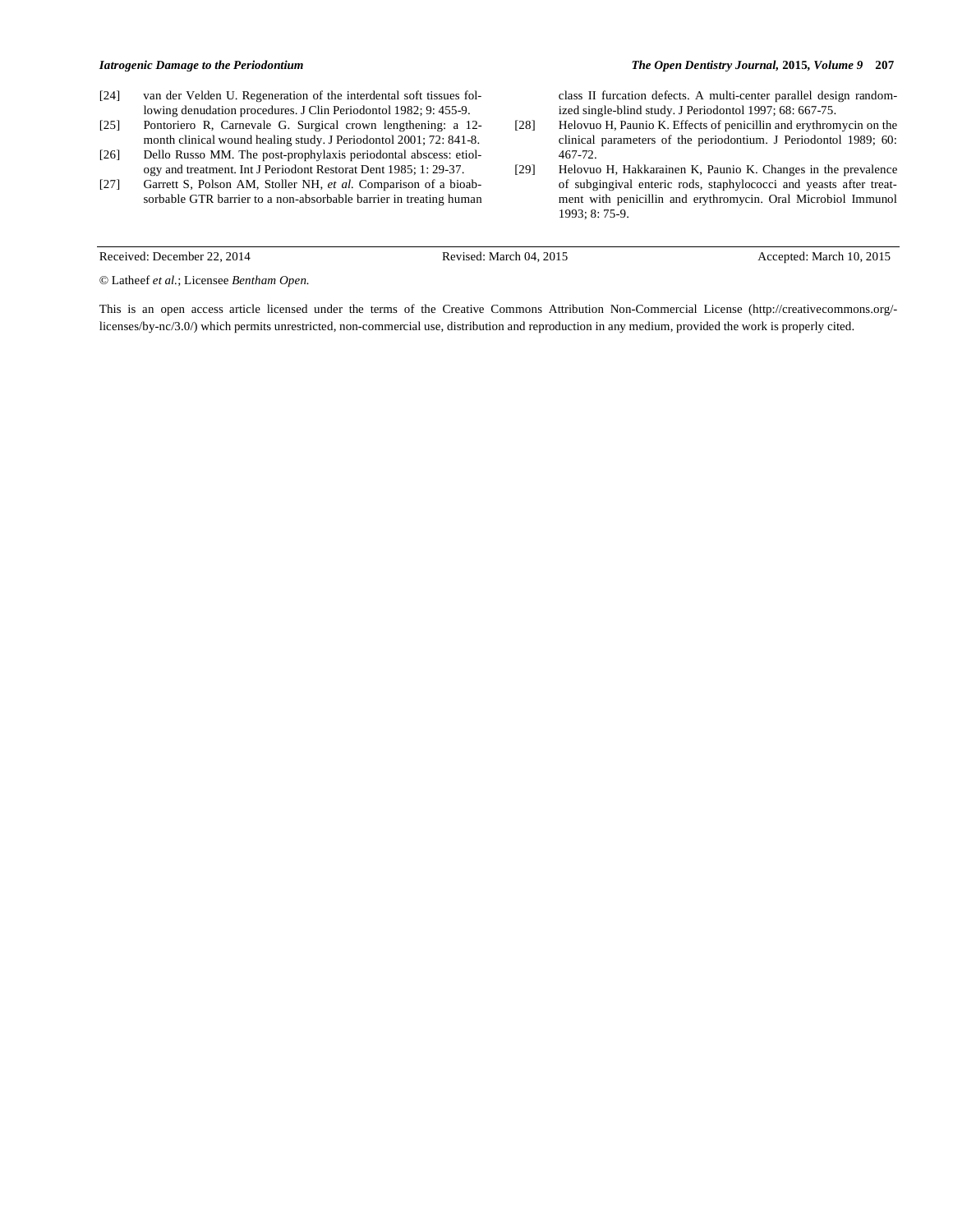[24] van der Velden U. Regeneration of the interdental soft tissues following denudation procedures. J Clin Periodontol 1982; 9: 455-9.

[25] Pontoriero R, Carnevale G. Surgical crown lengthening: a 12-month clinical wound healing study. J Periodontol 2001; 72: 841-8.

[26] Dello Russo MM. The post-prophylaxis periodontal abscess: etiology and treatment. Int J Periodont Restorat Dent 1985; 1: 29-37.

[27] Garrett S, Polson AM, Stoller NH, *et al.* Comparison of a bioabsorbable GTR barrier to a non-absorbable barrier in treating human class II furcation defects. A multi-center parallel design randomized single-blind study. J Periodontol 1997; 68: 667-75.

[28] Helovuo H, Paunio K. Effects of penicillin and erythromycin on the clinical parameters of the periodontium. J Periodontol 1989; 60: 467-72.

[29] Helovuo H, Hakkarainen K, Paunio K. Changes in the prevalence of subgingival enteric rods, staphylococci and yeasts after treatment with penicillin and erythromycin. Oral Microbiol Immunol 1993; 8: 75-9.

---

Received: December 22, 2014 | Revised: March 04, 2015 | Accepted: March 10, 2015

© Latheef *et al.*; Licensee *Bentham Open.*

This is an open access article licensed under the terms of the Creative Commons Attribution Non-Commercial License (http://creativecommons.org/-licenses/by-nc/3.0/) which permits unrestricted, non-commercial use, distribution and reproduction in any medium, provided the work is properly cited.